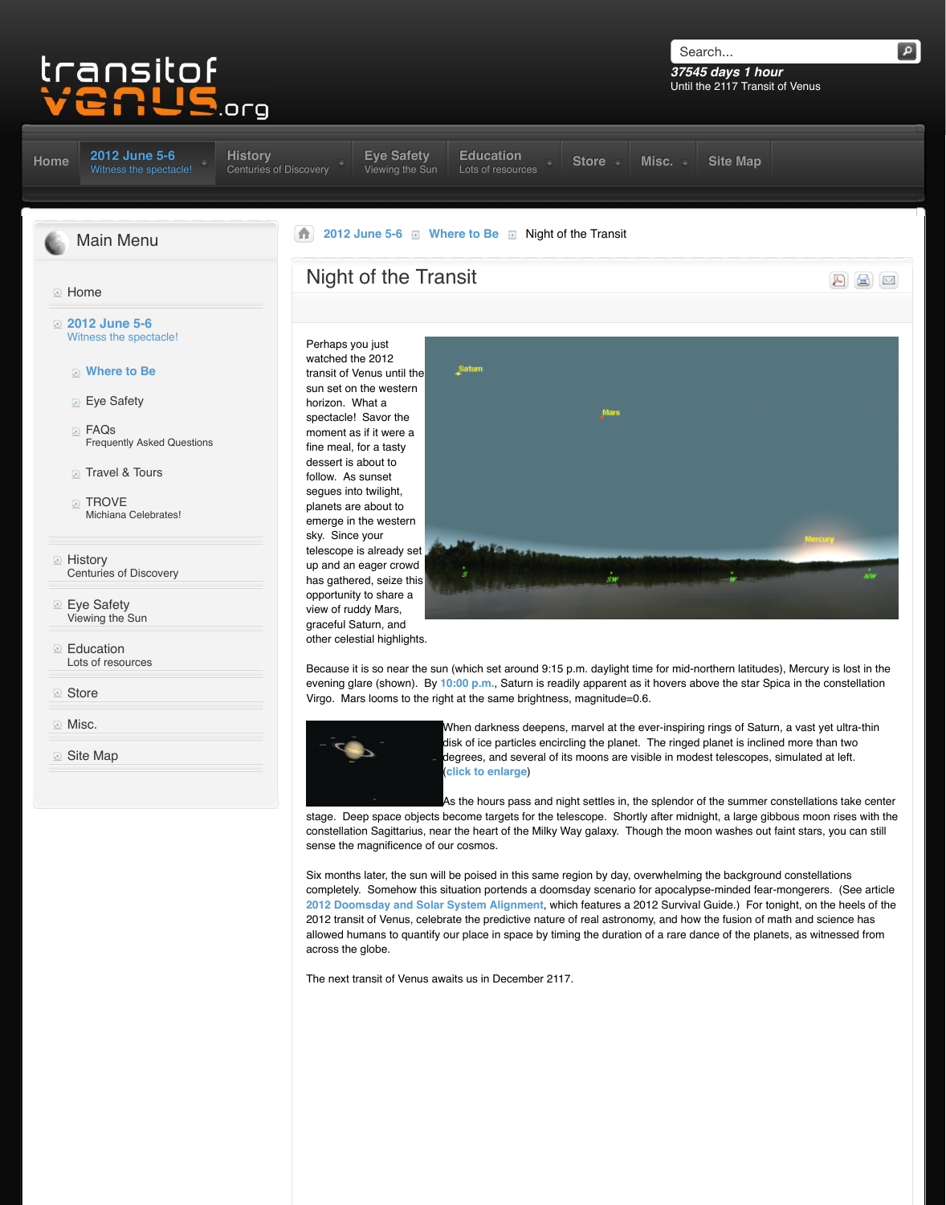transitof venus.org

37545 days 1 hour
Until the 2117 Transit of Venus

Home | 2012 June 5-6 Witness the spectacle! | History Centuries of Discovery | Eye Safety Viewing the Sun | Education Lots of resources | Store | Misc. | Site Map

## Main Menu

- Home
- 2012 June 5-6
  Witness the spectacle!
  - Where to Be
  - Eye Safety
  - FAQs
    Frequently Asked Questions
  - Travel & Tours
  - TROVE
    Michiana Celebrates!
- History
  Centuries of Discovery
- Eye Safety
  Viewing the Sun
- Education
  Lots of resources
- Store
- Misc.
- Site Map

2012 June 5-6 > Where to Be > Night of the Transit

# Night of the Transit

Perhaps you just watched the 2012 transit of Venus until the sun set on the western horizon. What a spectacle! Savor the moment as if it were a fine meal, for a tasty dessert is about to follow. As sunset segues into twilight, planets are about to emerge in the western sky. Since your telescope is already set up and an eager crowd has gathered, seize this opportunity to share a view of ruddy Mars, graceful Saturn, and other celestial highlights.

Because it is so near the sun (which set around 9:15 p.m. daylight time for mid-northern latitudes), Mercury is lost in the evening glare (shown). By 10:00 p.m., Saturn is readily apparent as it hovers above the star Spica in the constellation Virgo. Mars looms to the right at the same brightness, magnitude=0.6.

When darkness deepens, marvel at the ever-inspiring rings of Saturn, a vast yet ultra-thin disk of ice particles encircling the planet. The ringed planet is inclined more than two degrees, and several of its moons are visible in modest telescopes, simulated at left. (click to enlarge)

As the hours pass and night settles in, the splendor of the summer constellations take center stage. Deep space objects become targets for the telescope. Shortly after midnight, a large gibbous moon rises with the constellation Sagittarius, near the heart of the Milky Way galaxy. Though the moon washes out faint stars, you can still sense the magnificence of our cosmos.

Six months later, the sun will be poised in this same region by day, overwhelming the background constellations completely. Somehow this situation portends a doomsday scenario for apocalypse-minded fear-mongerers. (See article 2012 Doomsday and Solar System Alignment, which features a 2012 Survival Guide.) For tonight, on the heels of the 2012 transit of Venus, celebrate the predictive nature of real astronomy, and how the fusion of math and science has allowed humans to quantify our place in space by timing the duration of a rare dance of the planets, as witnessed from across the globe.

The next transit of Venus awaits us in December 2117.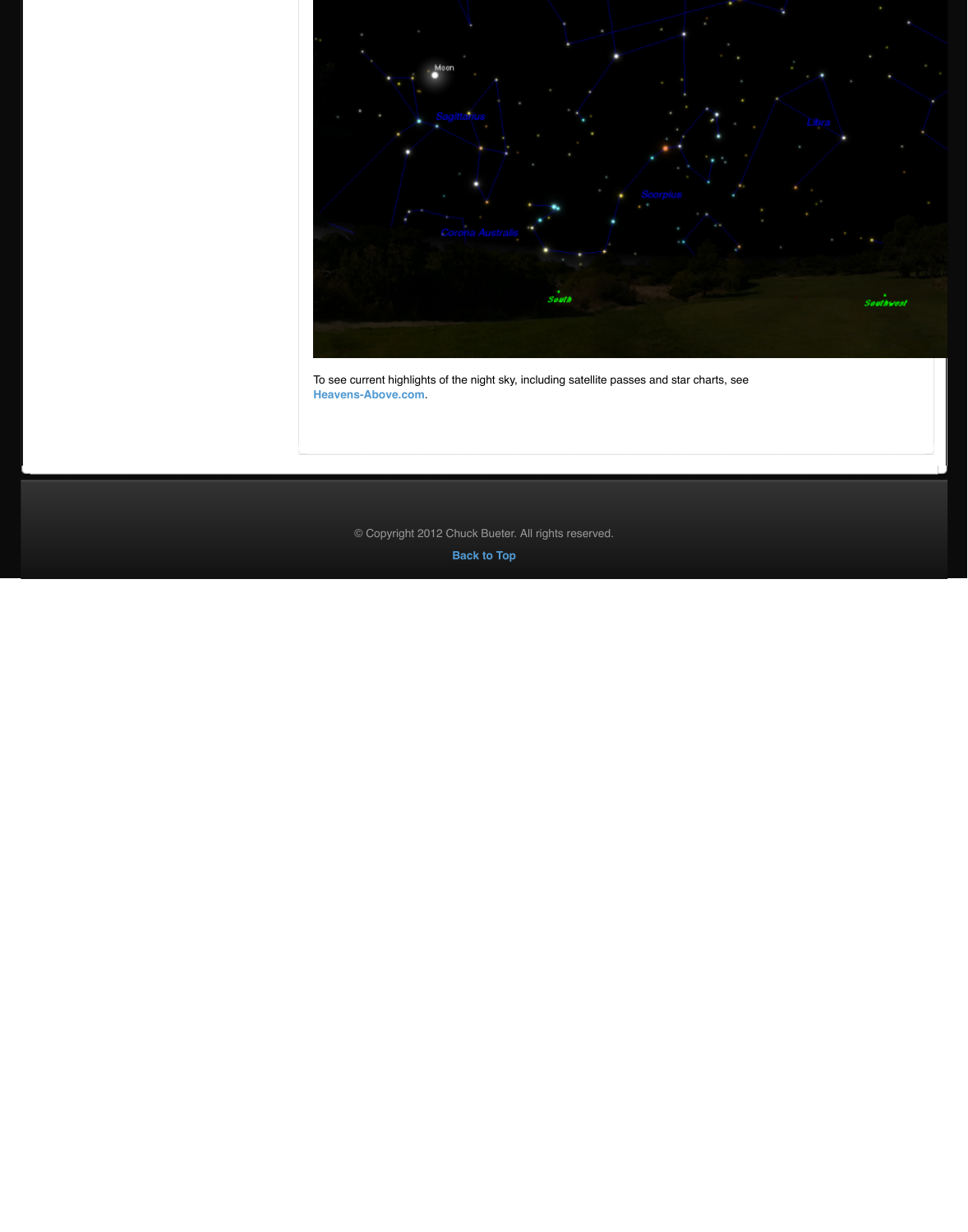To see current highlights of the night sky, including satellite passes and star charts, see **Heavens-Above.com**.

© Copyright 2012 Chuck Bueter. All rights reserved.

**Back to Top**